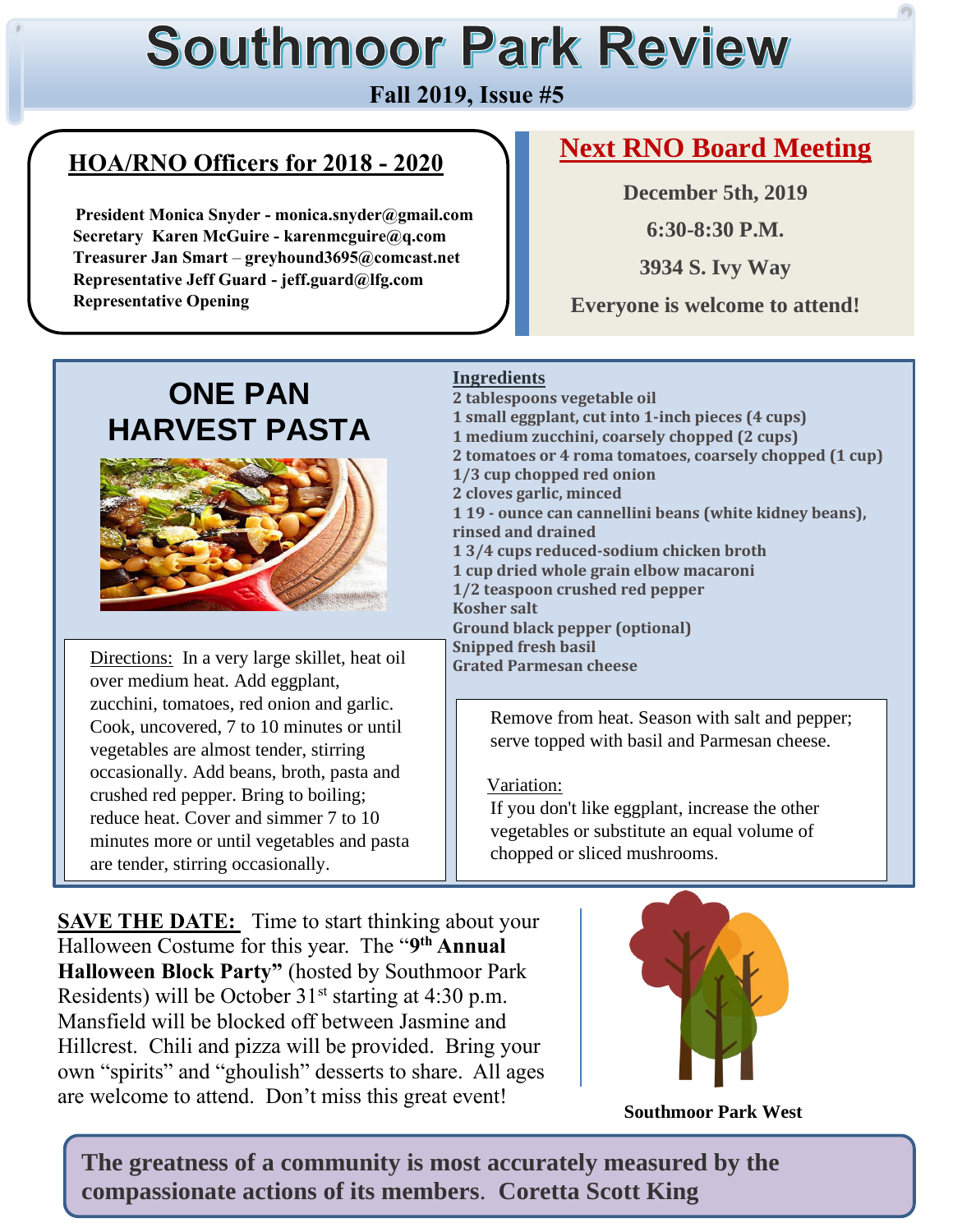# Southmoor Park Review

**Fall 2019, Issue #5**

## HOA/RNO Officers for 2018 - 2020

**President Monica Snyder - monica.snyder@gmail.com**
**Secretary Karen McGuire - karenmcguire@q.com**
**Treasurer Jan Smart – greyhound3695@comcast.net**
**Representative Jeff Guard - jeff.guard@lfg.com**
**Representative Opening**

## Next RNO Board Meeting

**December 5th, 2019**

**6:30-8:30 P.M.**

**3934 S. Ivy Way**

**Everyone is welcome to attend!**

## ONE PAN HARVEST PASTA

**Ingredients**

**2 tablespoons vegetable oil**
**1 small eggplant, cut into 1-inch pieces (4 cups)**
**1 medium zucchini, coarsely chopped (2 cups)**
**2 tomatoes or 4 roma tomatoes, coarsely chopped (1 cup)**
**1/3 cup chopped red onion**
**2 cloves garlic, minced**
**1 19 - ounce can cannellini beans (white kidney beans), rinsed and drained**
**1 3/4 cups reduced-sodium chicken broth**
**1 cup dried whole grain elbow macaroni**
**1/2 teaspoon crushed red pepper**
**Kosher salt**
**Ground black pepper (optional)**
**Snipped fresh basil**
**Grated Parmesan cheese**

Directions: In a very large skillet, heat oil over medium heat. Add eggplant, zucchini, tomatoes, red onion and garlic. Cook, uncovered, 7 to 10 minutes or until vegetables are almost tender, stirring occasionally. Add beans, broth, pasta and crushed red pepper. Bring to boiling; reduce heat. Cover and simmer 7 to 10 minutes more or until vegetables and pasta are tender, stirring occasionally.

Remove from heat. Season with salt and pepper; serve topped with basil and Parmesan cheese.

Variation:
If you don't like eggplant, increase the other vegetables or substitute an equal volume of chopped or sliced mushrooms.

**SAVE THE DATE:** Time to start thinking about your Halloween Costume for this year. The "**9th Annual Halloween Block Party"** (hosted by Southmoor Park Residents) will be October 31st starting at 4:30 p.m. Mansfield will be blocked off between Jasmine and Hillcrest. Chili and pizza will be provided. Bring your own "spirits" and "ghoulish" desserts to share. All ages are welcome to attend. Don't miss this great event!

**Southmoor Park West**

**The greatness of a community is most accurately measured by the compassionate actions of its members. Coretta Scott King**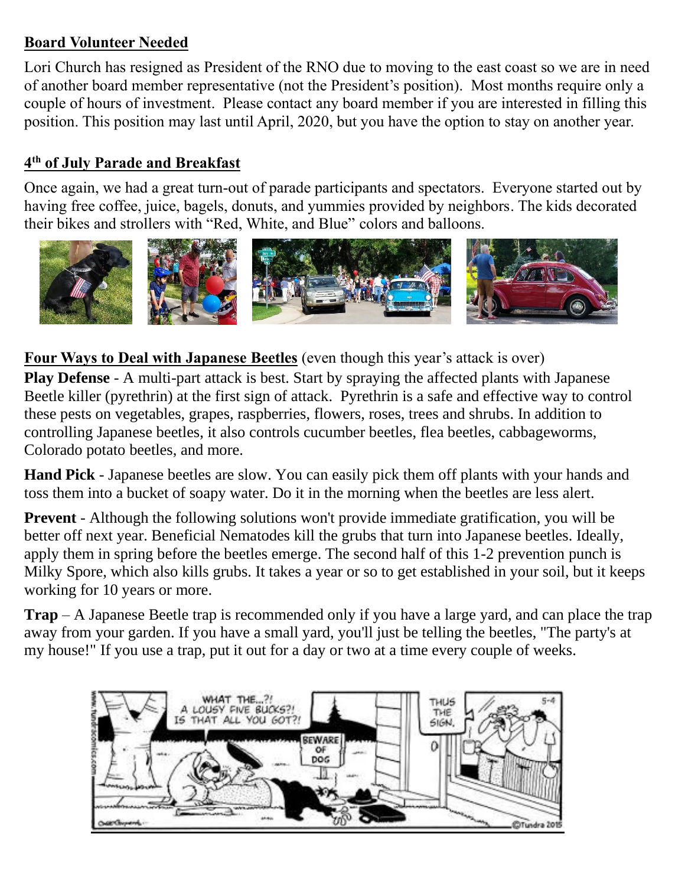## Board Volunteer Needed

Lori Church has resigned as President of the RNO due to moving to the east coast so we are in need of another board member representative (not the President's position). Most months require only a couple of hours of investment. Please contact any board member if you are interested in filling this position. This position may last until April, 2020, but you have the option to stay on another year.

## 4th of July Parade and Breakfast

Once again, we had a great turn-out of parade participants and spectators. Everyone started out by having free coffee, juice, bagels, donuts, and yummies provided by neighbors. The kids decorated their bikes and strollers with "Red, White, and Blue" colors and balloons.

## Four Ways to Deal with Japanese Beetles (even though this year's attack is over)

**Play Defense** - A multi-part attack is best. Start by spraying the affected plants with Japanese Beetle killer (pyrethrin) at the first sign of attack. Pyrethrin is a safe and effective way to control these pests on vegetables, grapes, raspberries, flowers, roses, trees and shrubs. In addition to controlling Japanese beetles, it also controls cucumber beetles, flea beetles, cabbageworms, Colorado potato beetles, and more.

**Hand Pick** - Japanese beetles are slow. You can easily pick them off plants with your hands and toss them into a bucket of soapy water. Do it in the morning when the beetles are less alert.

**Prevent** - Although the following solutions won't provide immediate gratification, you will be better off next year. Beneficial Nematodes kill the grubs that turn into Japanese beetles. Ideally, apply them in spring before the beetles emerge. The second half of this 1-2 prevention punch is Milky Spore, which also kills grubs. It takes a year or so to get established in your soil, but it keeps working for 10 years or more.

**Trap** – A Japanese Beetle trap is recommended only if you have a large yard, and can place the trap away from your garden. If you have a small yard, you'll just be telling the beetles, "The party's at my house!" If you use a trap, put it out for a day or two at a time every couple of weeks.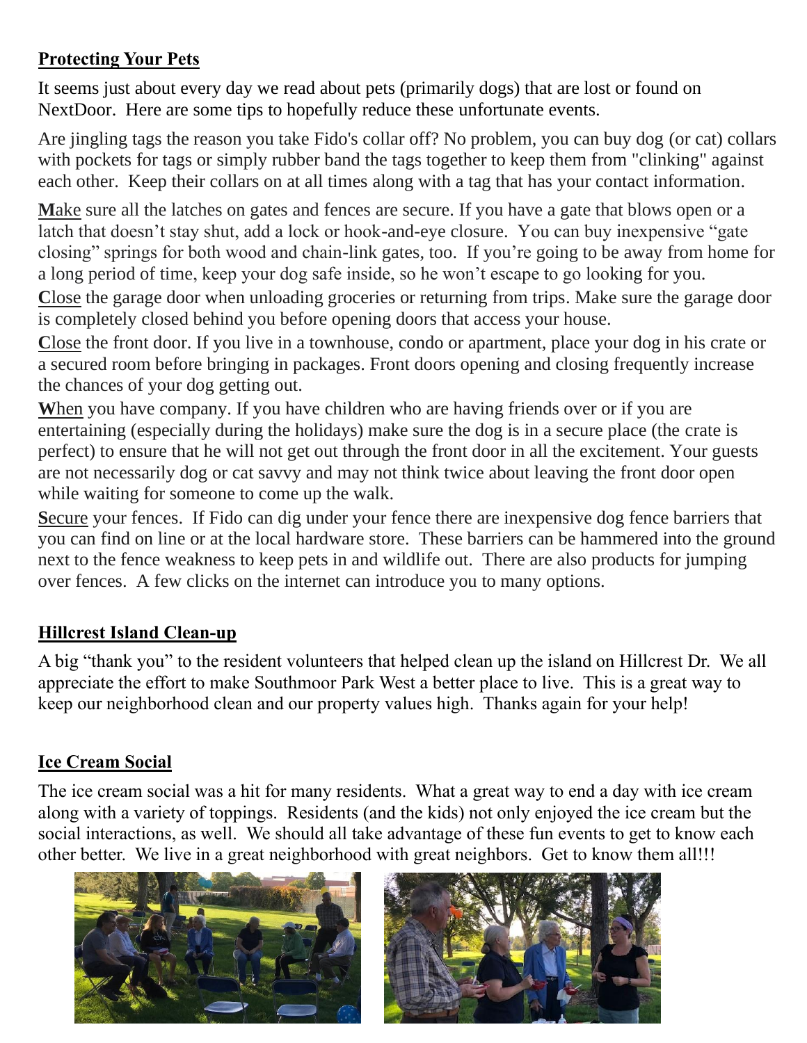## Protecting Your Pets

It seems just about every day we read about pets (primarily dogs) that are lost or found on NextDoor. Here are some tips to hopefully reduce these unfortunate events.

Are jingling tags the reason you take Fido's collar off? No problem, you can buy dog (or cat) collars with pockets for tags or simply rubber band the tags together to keep them from "clinking" against each other. Keep their collars on at all times along with a tag that has your contact information.

**M**ake sure all the latches on gates and fences are secure. If you have a gate that blows open or a latch that doesn't stay shut, add a lock or hook-and-eye closure. You can buy inexpensive "gate closing" springs for both wood and chain-link gates, too. If you're going to be away from home for a long period of time, keep your dog safe inside, so he won't escape to go looking for you.

**C**lose the garage door when unloading groceries or returning from trips. Make sure the garage door is completely closed behind you before opening doors that access your house.

**C**lose the front door. If you live in a townhouse, condo or apartment, place your dog in his crate or a secured room before bringing in packages. Front doors opening and closing frequently increase the chances of your dog getting out.

**W**hen you have company. If you have children who are having friends over or if you are entertaining (especially during the holidays) make sure the dog is in a secure place (the crate is perfect) to ensure that he will not get out through the front door in all the excitement. Your guests are not necessarily dog or cat savvy and may not think twice about leaving the front door open while waiting for someone to come up the walk.

**S**ecure your fences. If Fido can dig under your fence there are inexpensive dog fence barriers that you can find on line or at the local hardware store. These barriers can be hammered into the ground next to the fence weakness to keep pets in and wildlife out. There are also products for jumping over fences. A few clicks on the internet can introduce you to many options.

## Hillcrest Island Clean-up

A big "thank you" to the resident volunteers that helped clean up the island on Hillcrest Dr. We all appreciate the effort to make Southmoor Park West a better place to live. This is a great way to keep our neighborhood clean and our property values high. Thanks again for your help!

## Ice Cream Social

The ice cream social was a hit for many residents. What a great way to end a day with ice cream along with a variety of toppings. Residents (and the kids) not only enjoyed the ice cream but the social interactions, as well. We should all take advantage of these fun events to get to know each other better. We live in a great neighborhood with great neighbors. Get to know them all!!!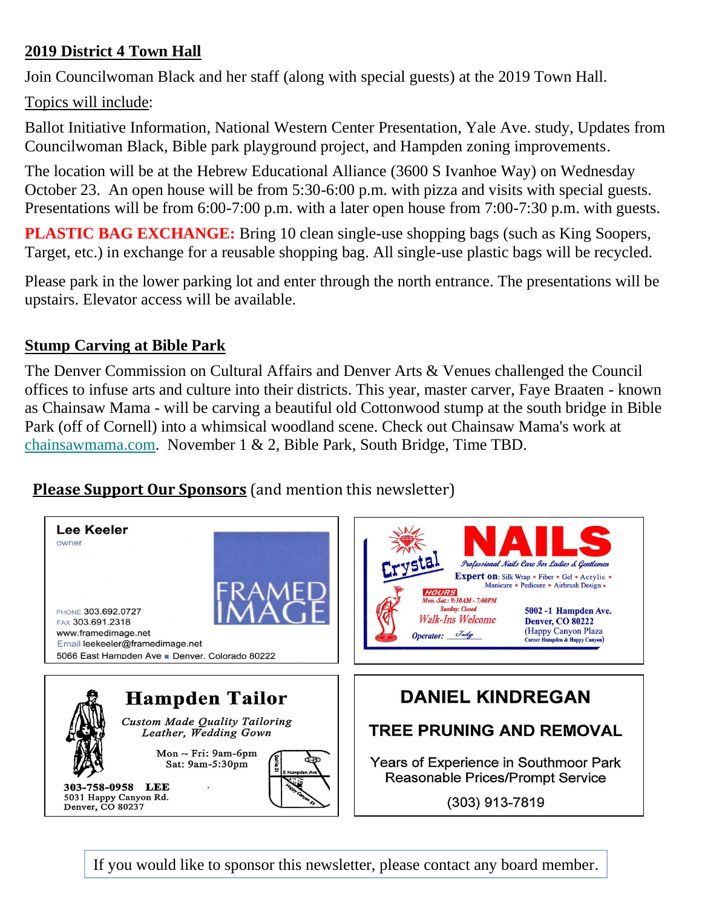## 2019 District 4 Town Hall

Join Councilwoman Black and her staff (along with special guests) at the 2019 Town Hall.

Topics will include:

Ballot Initiative Information, National Western Center Presentation, Yale Ave. study, Updates from Councilwoman Black, Bible park playground project, and Hampden zoning improvements.

The location will be at the Hebrew Educational Alliance (3600 S Ivanhoe Way) on Wednesday October 23. An open house will be from 5:30-6:00 p.m. with pizza and visits with special guests. Presentations will be from 6:00-7:00 p.m. with a later open house from 7:00-7:30 p.m. with guests.

**PLASTIC BAG EXCHANGE:** Bring 10 clean single-use shopping bags (such as King Soopers, Target, etc.) in exchange for a reusable shopping bag. All single-use plastic bags will be recycled.

Please park in the lower parking lot and enter through the north entrance. The presentations will be upstairs. Elevator access will be available.

## Stump Carving at Bible Park

The Denver Commission on Cultural Affairs and Denver Arts & Venues challenged the Council offices to infuse arts and culture into their districts. This year, master carver, Faye Braaten - known as Chainsaw Mama - will be carving a beautiful old Cottonwood stump at the south bridge in Bible Park (off of Cornell) into a whimsical woodland scene. Check out Chainsaw Mama's work at chainsawmama.com. November 1 & 2, Bible Park, South Bridge, Time TBD.

## Please Support Our Sponsors (and mention this newsletter)

**Lee Keeler**
owner

FRAMED IMAGE

PHONE 303.692.0727
FAX 303.691.2318
www.framedimage.net
Email leekeeler@framedimage.net
5066 East Hampden Ave ▪ Denver, Colorado 80222

**Crystal NAILS**
*Professional Nails Care For Ladies & Gentlemen*
Expert on: Silk Wrap • Fiber • Gel • Acrylic • Manicure • Pedicure • Airbrush Design •
HOURS
Mon.-Sat.: 9:30AM - 7:00PM
Sunday: Closed
Walk-Ins Welcome
Operator: Judy
5002 -1 Hampden Ave.
Denver, CO 80222
(Happy Canyon Plaza
Corner Hampden & Happy Canyon)

**Hampden Tailor**
*Custom Made Quality Tailoring*
*Leather, Wedding Gown*
Mon ~ Fri: 9am-6pm
Sat: 9am-5:30pm
303-758-0958 LEE
5031 Happy Canyon Rd.
Denver, CO 80237

**DANIEL KINDREGAN**
**TREE PRUNING AND REMOVAL**
Years of Experience in Southmoor Park
Reasonable Prices/Prompt Service
(303) 913-7819

If you would like to sponsor this newsletter, please contact any board member.